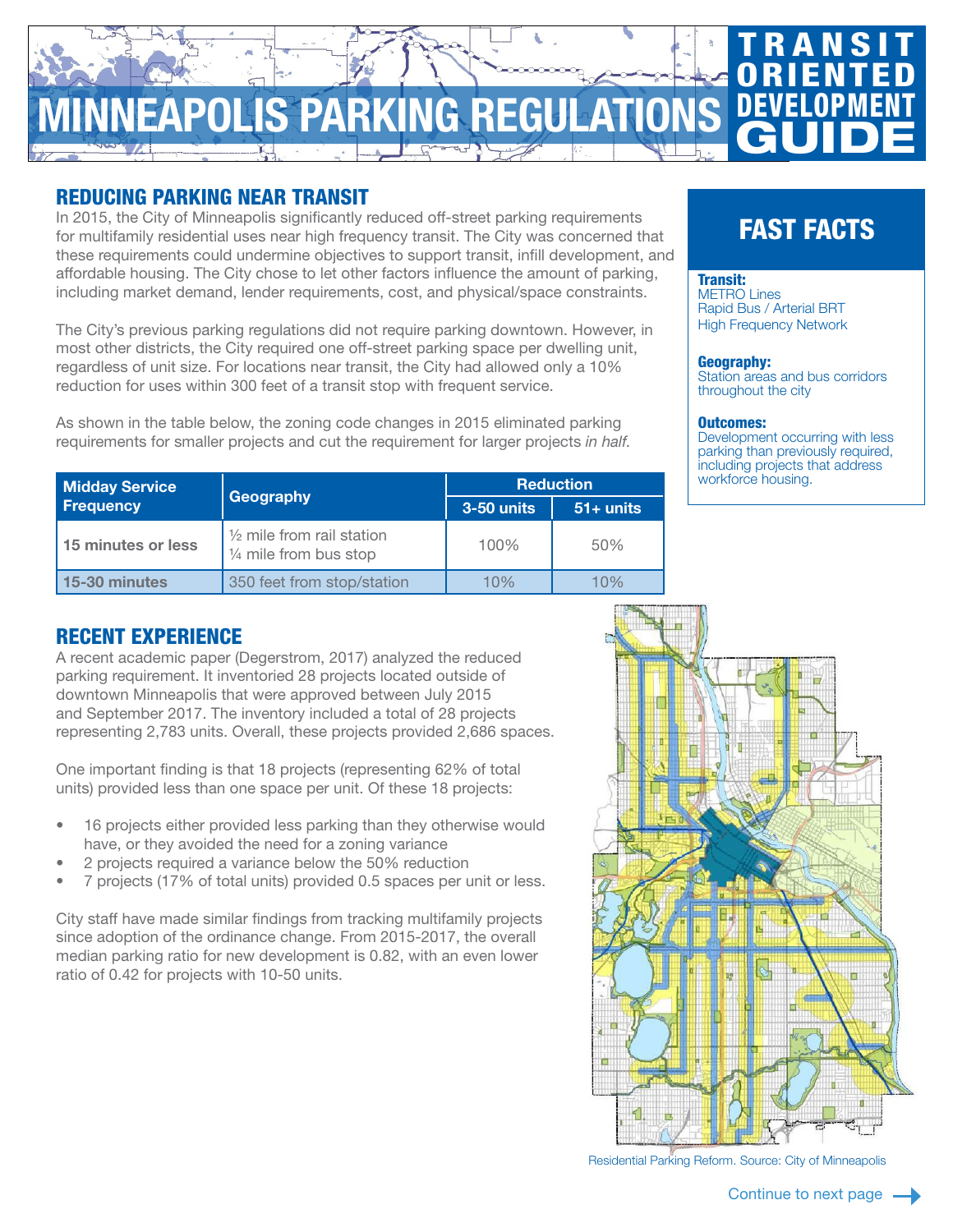# MINNEAPOLIS PARKING REGULATIONS

TRANSIT ORIENTED DEVELOPMENT GUIDE

## REDUCING PARKING NEAR TRANSIT

In 2015, the City of Minneapolis significantly reduced off-street parking requirements for multifamily residential uses near high frequency transit. The City was concerned that these requirements could undermine objectives to support transit, infill development, and affordable housing. The City chose to let other factors influence the amount of parking, including market demand, lender requirements, cost, and physical/space constraints.

The City's previous parking regulations did not require parking downtown. However, in most other districts, the City required one off-street parking space per dwelling unit, regardless of unit size. For locations near transit, the City had allowed only a 10% reduction for uses within 300 feet of a transit stop with frequent service.

As shown in the table below, the zoning code changes in 2015 eliminated parking requirements for smaller projects and cut the requirement for larger projects *in half*.

| Midday Service Frequency | Geography | Reduction | |
|---|---|---|---|
| | | 3-50 units | 51+ units |
| 15 minutes or less | ½ mile from rail station<br>¼ mile from bus stop | 100% | 50% |
| 15-30 minutes | 350 feet from stop/station | 10% | 10% |

## FAST FACTS

**Transit:**
METRO Lines
Rapid Bus / Arterial BRT
High Frequency Network

**Geography:**
Station areas and bus corridors throughout the city

**Outcomes:**
Development occurring with less parking than previously required, including projects that address workforce housing.

## RECENT EXPERIENCE

A recent academic paper (Degerstrom, 2017) analyzed the reduced parking requirement. It inventoried 28 projects located outside of downtown Minneapolis that were approved between July 2015 and September 2017. The inventory included a total of 28 projects representing 2,783 units. Overall, these projects provided 2,686 spaces.

One important finding is that 18 projects (representing 62% of total units) provided less than one space per unit. Of these 18 projects:

- 16 projects either provided less parking than they otherwise would have, or they avoided the need for a zoning variance
- 2 projects required a variance below the 50% reduction
- 7 projects (17% of total units) provided 0.5 spaces per unit or less.

City staff have made similar findings from tracking multifamily projects since adoption of the ordinance change. From 2015-2017, the overall median parking ratio for new development is 0.82, with an even lower ratio of 0.42 for projects with 10-50 units.

Residential Parking Reform. Source: City of Minneapolis

Continue to next page →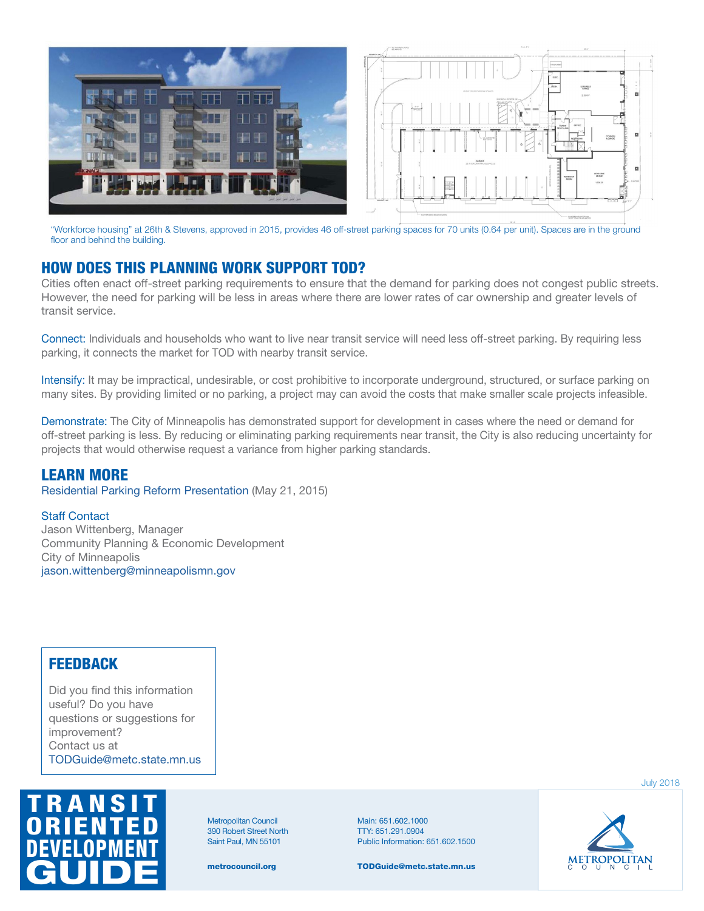"Workforce housing" at 26th & Stevens, approved in 2015, provides 46 off-street parking spaces for 70 units (0.64 per unit). Spaces are in the ground floor and behind the building.

## HOW DOES THIS PLANNING WORK SUPPORT TOD?

Cities often enact off-street parking requirements to ensure that the demand for parking does not congest public streets. However, the need for parking will be less in areas where there are lower rates of car ownership and greater levels of transit service.

Connect: Individuals and households who want to live near transit service will need less off-street parking. By requiring less parking, it connects the market for TOD with nearby transit service.

Intensify: It may be impractical, undesirable, or cost prohibitive to incorporate underground, structured, or surface parking on many sites. By providing limited or no parking, a project may can avoid the costs that make smaller scale projects infeasible.

Demonstrate: The City of Minneapolis has demonstrated support for development in cases where the need or demand for off-street parking is less. By reducing or eliminating parking requirements near transit, the City is also reducing uncertainty for projects that would otherwise request a variance from higher parking standards.

## LEARN MORE

Residential Parking Reform Presentation (May 21, 2015)

Staff Contact
Jason Wittenberg, Manager
Community Planning & Economic Development
City of Minneapolis
jason.wittenberg@minneapolismn.gov

### FEEDBACK

Did you find this information useful? Do you have questions or suggestions for improvement? Contact us at TODGuide@metc.state.mn.us

July 2018

TRANSIT ORIENTED DEVELOPMENT GUIDE

Metropolitan Council
390 Robert Street North
Saint Paul, MN 55101

metrocouncil.org

Main: 651.602.1000
TTY: 651.291.0904
Public Information: 651.602.1500

TODGuide@metc.state.mn.us

METROPOLITAN COUNCIL